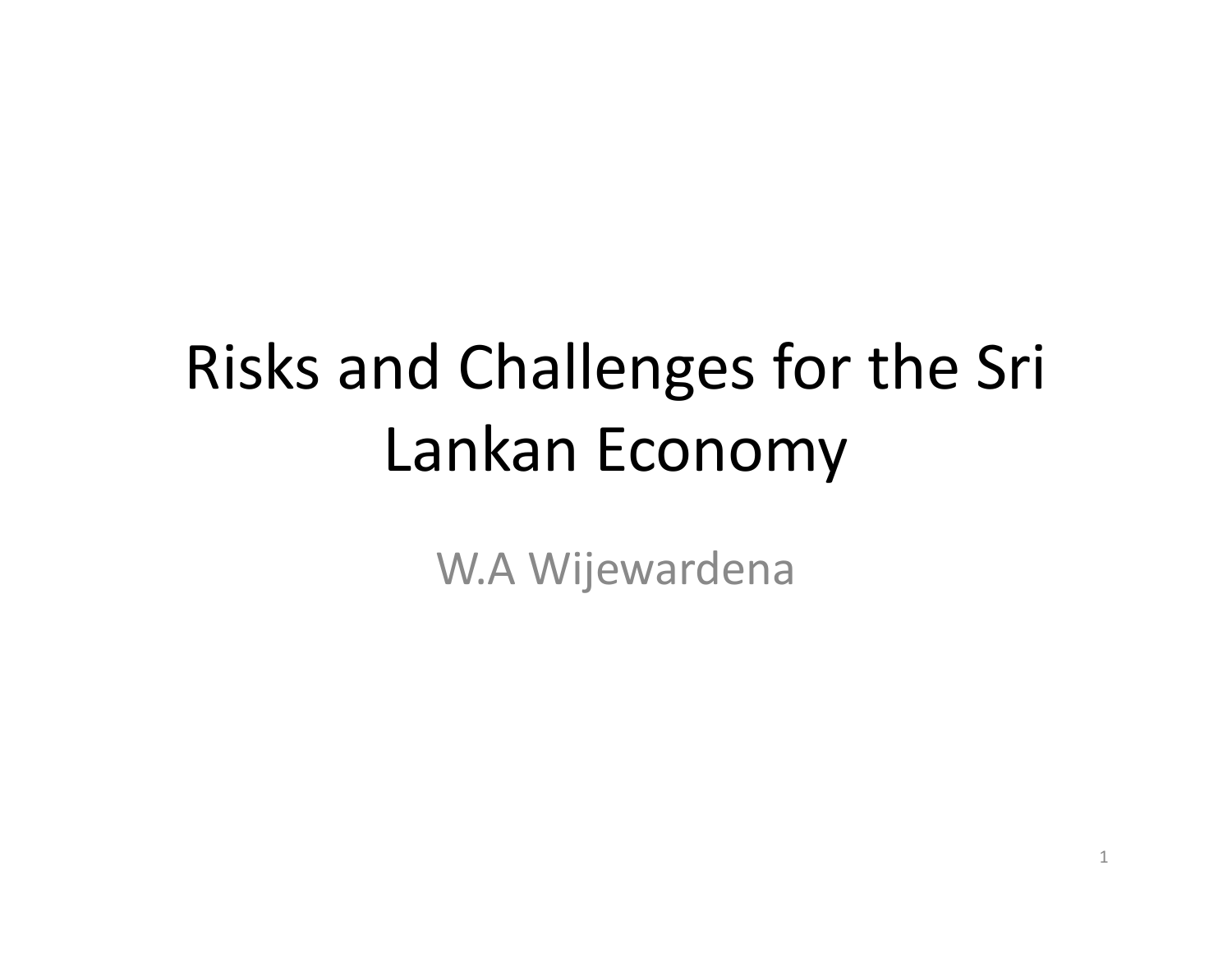# Risks and Challenges for the Sri Lankan Economy

W.A Wijewardena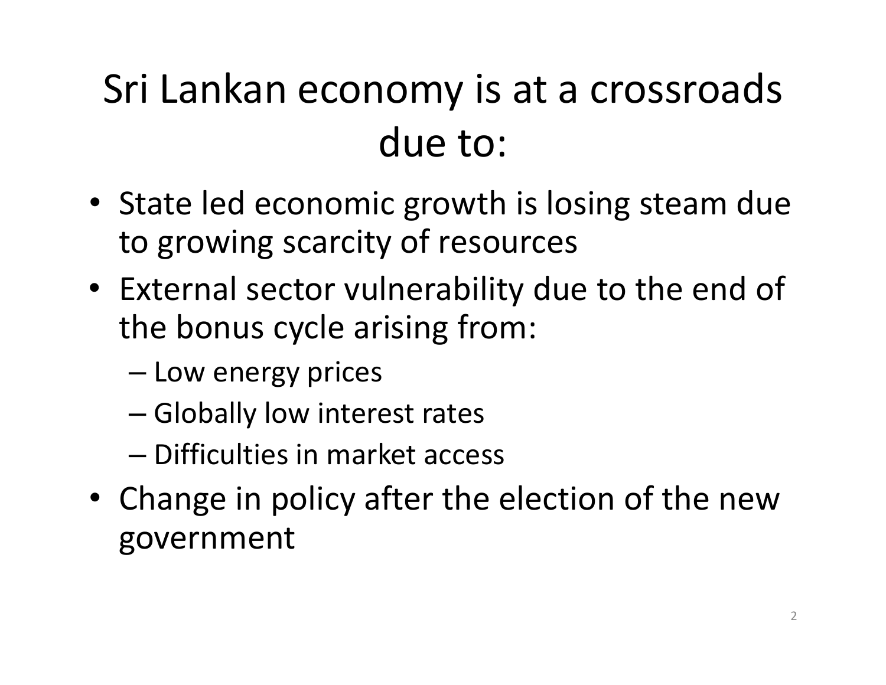# Sri Lankan economy is at a crossroads due to:

- State led economic growth is losing steam due to growing scarcity of resources
- External sector vulnerability due to the end of the bonus cycle arising from:
  - Low energy prices
  - Globally low interest rates
  - Difficulties in market access
- Change in policy after the election of the new government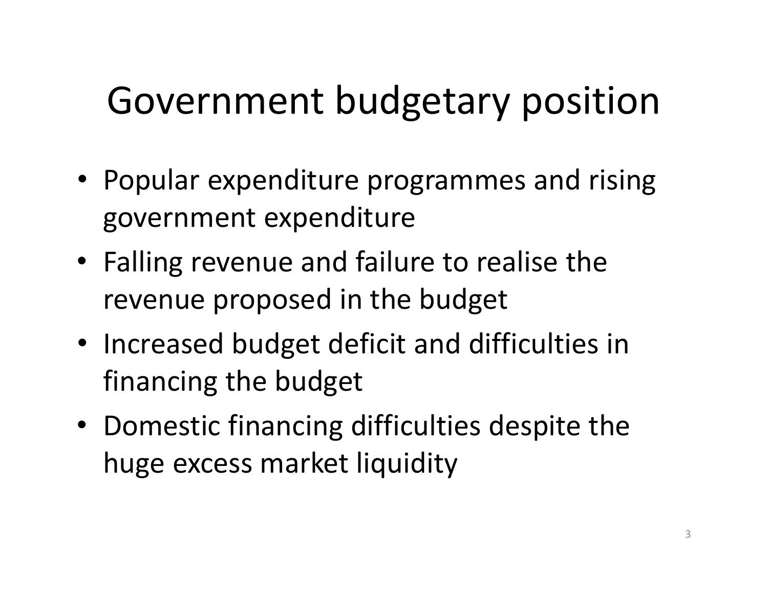# Government budgetary position

- Popular expenditure programmes and rising government expenditure
- Falling revenue and failure to realise the revenue proposed in the budget
- Increased budget deficit and difficulties in financing the budget
- Domestic financing difficulties despite the huge excess market liquidity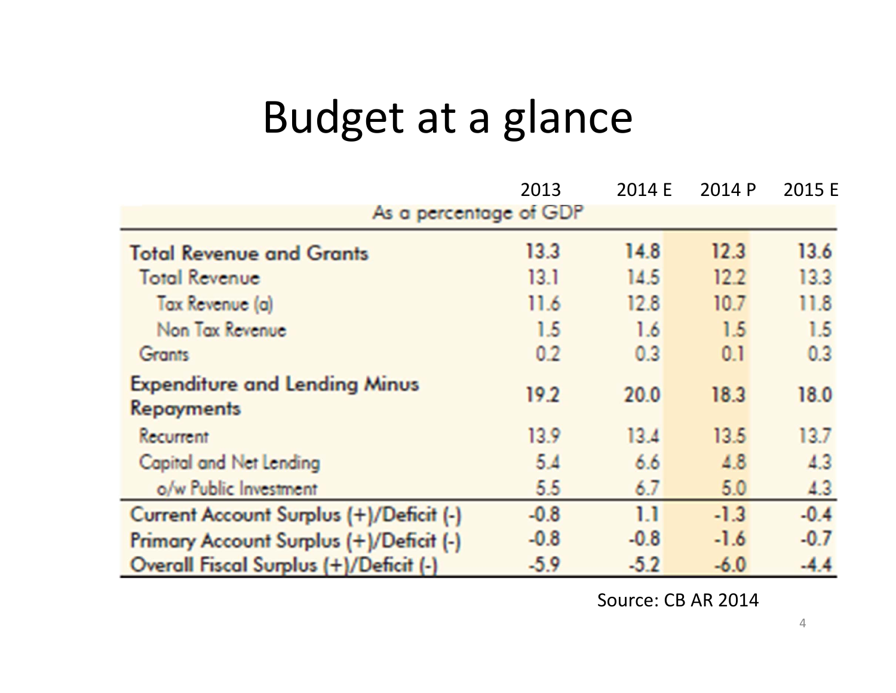# Budget at a glance

| As a percentage of GDP | 2013 | 2014 E | 2014 P | 2015 E |
|---|---|---|---|---|
| **Total Revenue and Grants** | 13.3 | 14.8 | 12.3 | 13.6 |
| Total Revenue | 13.1 | 14.5 | 12.2 | 13.3 |
| Tax Revenue (a) | 11.6 | 12.8 | 10.7 | 11.8 |
| Non Tax Revenue | 1.5 | 1.6 | 1.5 | 1.5 |
| Grants | 0.2 | 0.3 | 0.1 | 0.3 |
| **Expenditure and Lending Minus Repayments** | 19.2 | 20.0 | 18.3 | 18.0 |
| Recurrent | 13.9 | 13.4 | 13.5 | 13.7 |
| Capital and Net Lending | 5.4 | 6.6 | 4.8 | 4.3 |
| o/w Public Investment | 5.5 | 6.7 | 5.0 | 4.3 |
| **Current Account Surplus (+)/Deficit (-)** | -0.8 | 1.1 | -1.3 | -0.4 |
| **Primary Account Surplus (+)/Deficit (-)** | -0.8 | -0.8 | -1.6 | -0.7 |
| **Overall Fiscal Surplus (+)/Deficit (-)** | -5.9 | -5.2 | -6.0 | -4.4 |

Source: CB AR 2014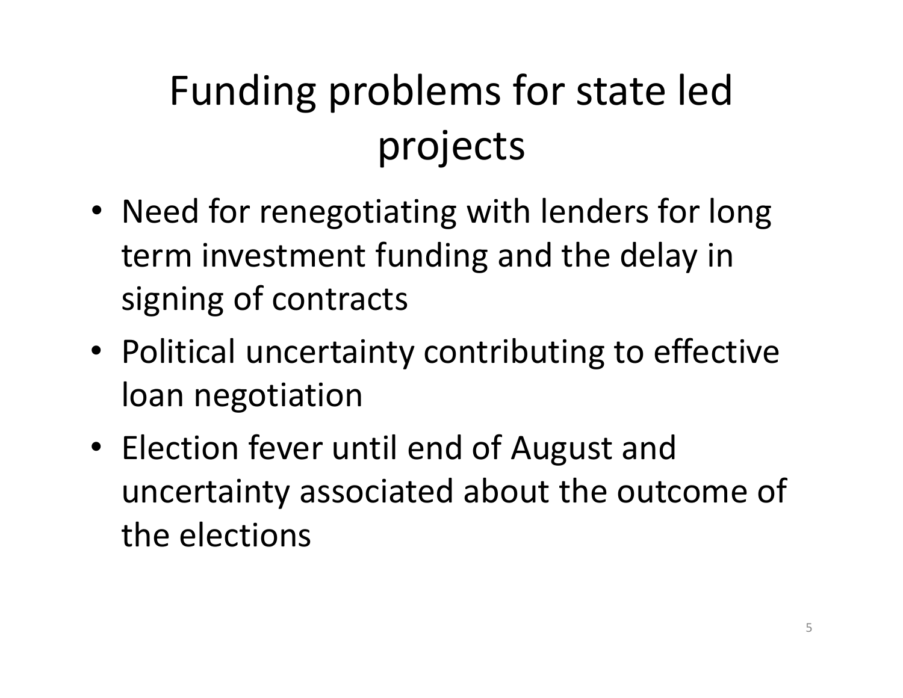# Funding problems for state led projects

- Need for renegotiating with lenders for long term investment funding and the delay in signing of contracts
- Political uncertainty contributing to effective loan negotiation
- Election fever until end of August and uncertainty associated about the outcome of the elections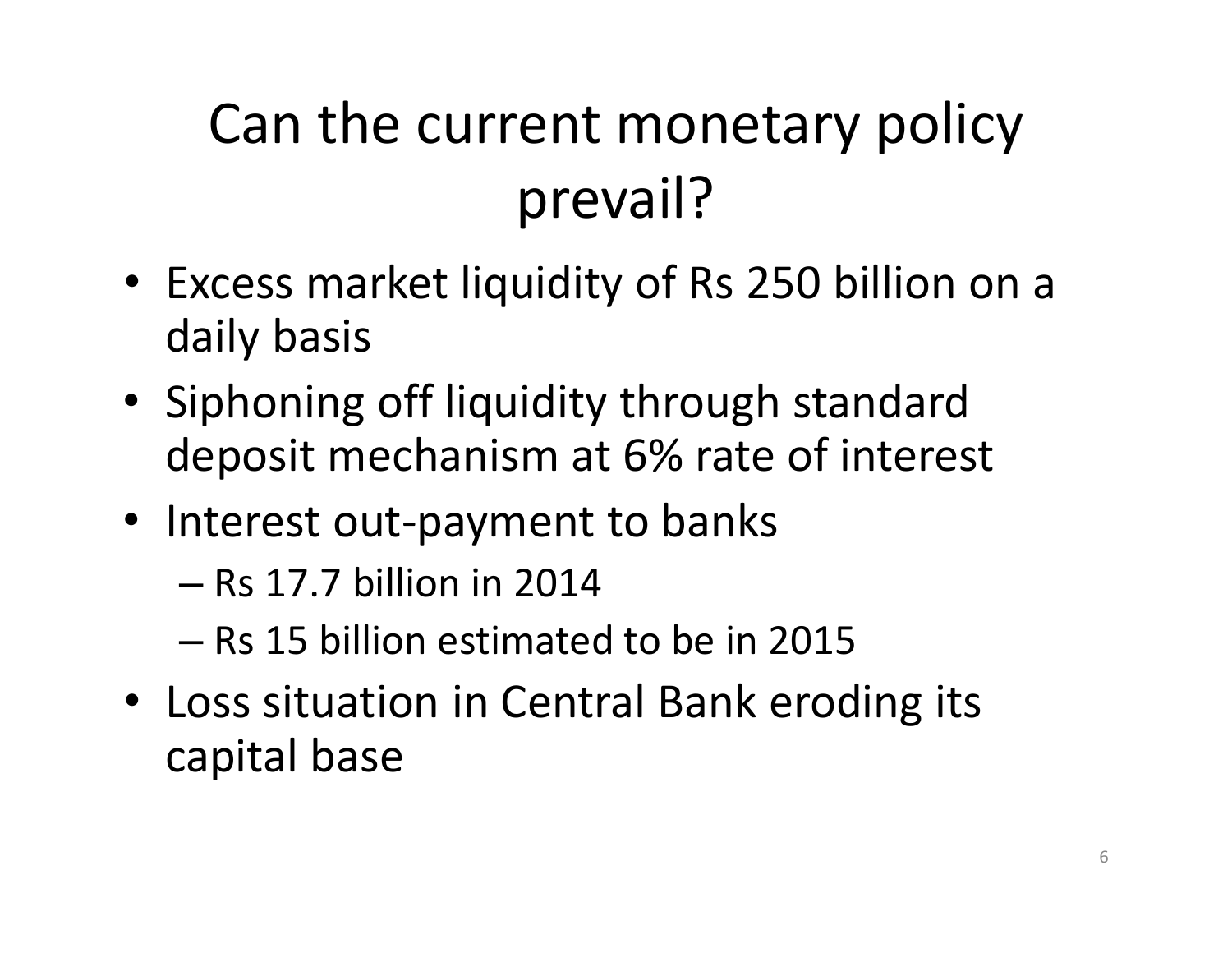# Can the current monetary policy prevail?

- Excess market liquidity of Rs 250 billion on a daily basis
- Siphoning off liquidity through standard deposit mechanism at 6% rate of interest
- Interest out-payment to banks
  - Rs 17.7 billion in 2014
  - Rs 15 billion estimated to be in 2015
- Loss situation in Central Bank eroding its capital base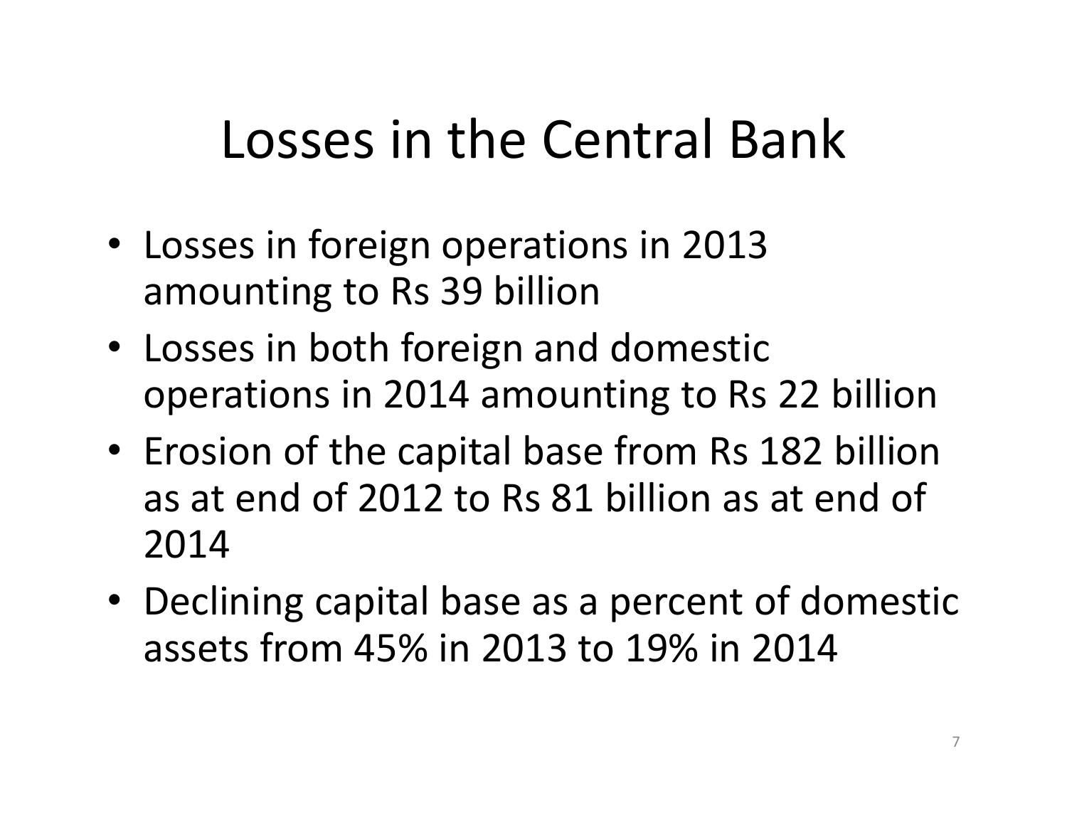# Losses in the Central Bank

- Losses in foreign operations in 2013 amounting to Rs 39 billion
- Losses in both foreign and domestic operations in 2014 amounting to Rs 22 billion
- Erosion of the capital base from Rs 182 billion as at end of 2012 to Rs 81 billion as at end of 2014
- Declining capital base as a percent of domestic assets from 45% in 2013 to 19% in 2014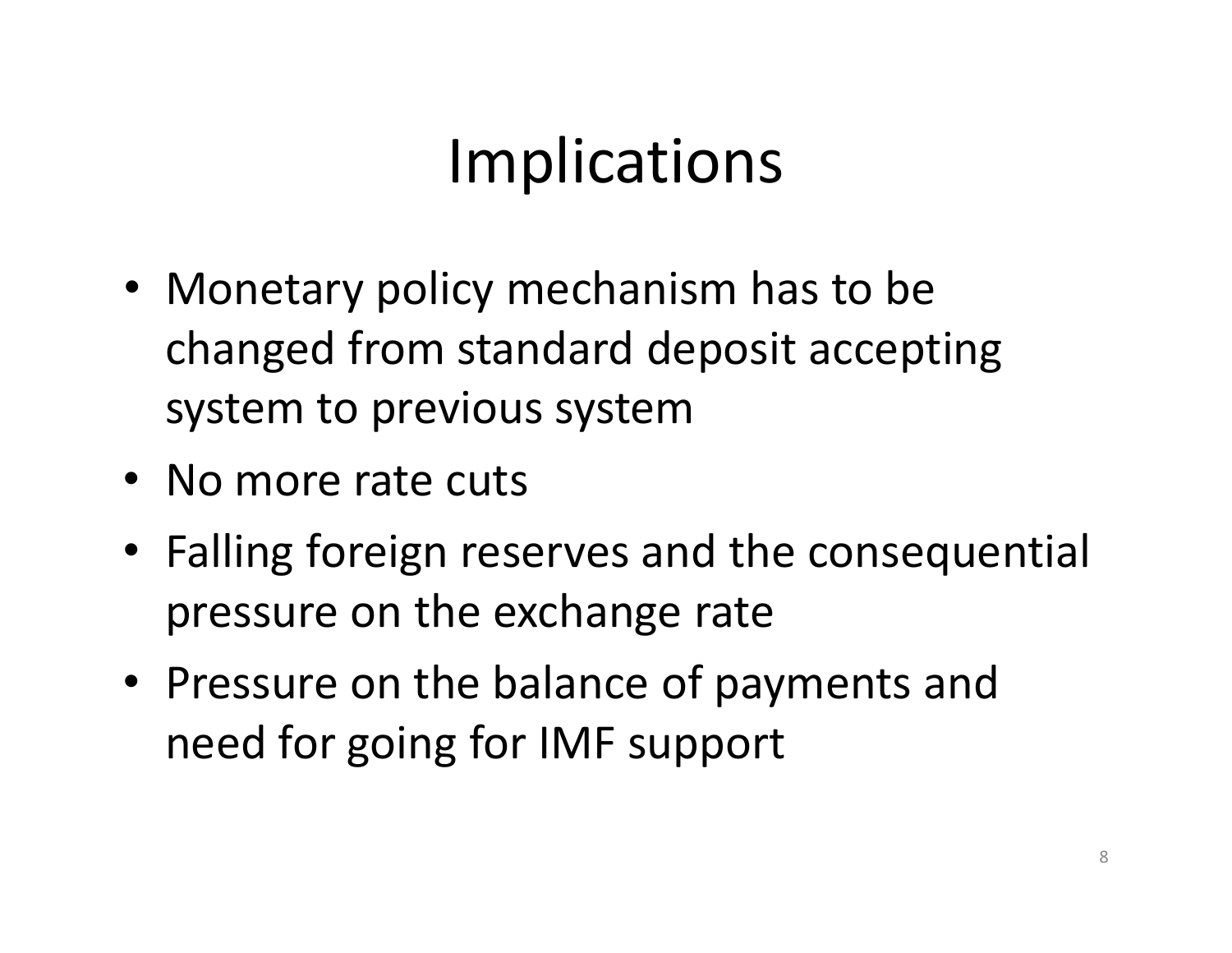# Implications

- Monetary policy mechanism has to be changed from standard deposit accepting system to previous system
- No more rate cuts
- Falling foreign reserves and the consequential pressure on the exchange rate
- Pressure on the balance of payments and need for going for IMF support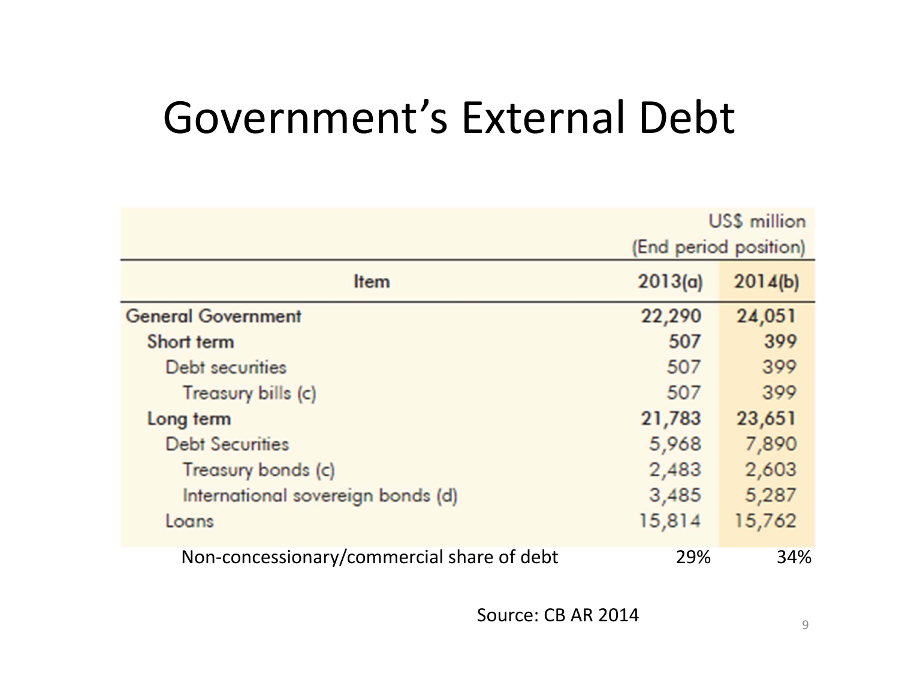# Government's External Debt

| Item | US$ million (End period position) | |
|---|---|---|
| | 2013(a) | 2014(b) |
| **General Government** | **22,290** | **24,051** |
| **Short term** | **507** | **399** |
| Debt securities | 507 | 399 |
| Treasury bills (c) | 507 | 399 |
| **Long term** | **21,783** | **23,651** |
| Debt Securities | 5,968 | 7,890 |
| Treasury bonds (c) | 2,483 | 2,603 |
| International sovereign bonds (d) | 3,485 | 5,287 |
| Loans | 15,814 | 15,762 |
| Non-concessionary/commercial share of debt | 29% | 34% |

Source: CB AR 2014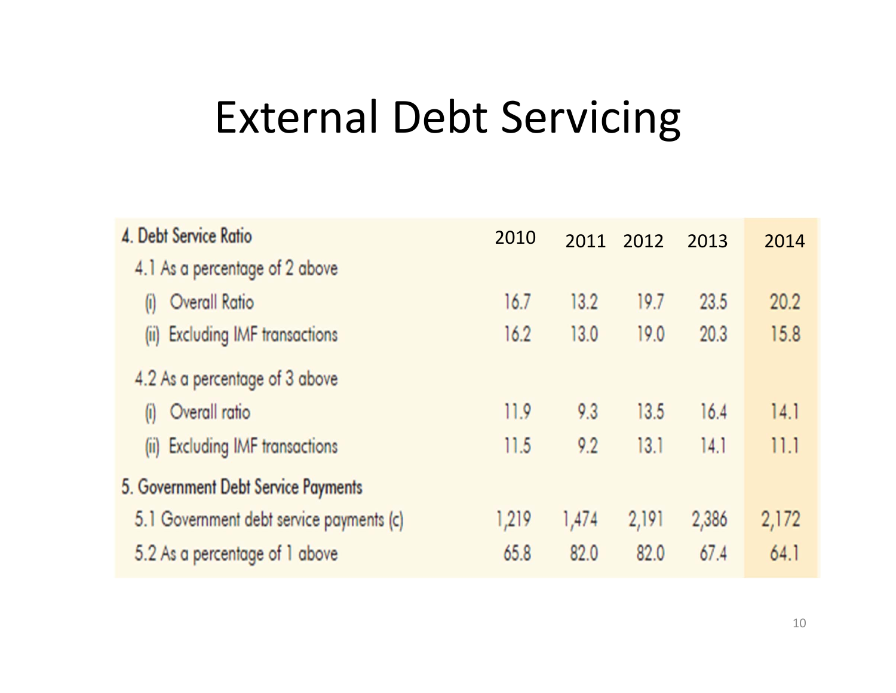# External Debt Servicing

| | 2010 | 2011 | 2012 | 2013 | 2014 |
|---|---|---|---|---|---|
| **4. Debt Service Ratio** | | | | | |
| 4.1 As a percentage of 2 above | | | | | |
| (i) Overall Ratio | 16.7 | 13.2 | 19.7 | 23.5 | 20.2 |
| (ii) Excluding IMF transactions | 16.2 | 13.0 | 19.0 | 20.3 | 15.8 |
| 4.2 As a percentage of 3 above | | | | | |
| (i) Overall ratio | 11.9 | 9.3 | 13.5 | 16.4 | 14.1 |
| (ii) Excluding IMF transactions | 11.5 | 9.2 | 13.1 | 14.1 | 11.1 |
| **5. Government Debt Service Payments** | | | | | |
| 5.1 Government debt service payments (c) | 1,219 | 1,474 | 2,191 | 2,386 | 2,172 |
| 5.2 As a percentage of 1 above | 65.8 | 82.0 | 82.0 | 67.4 | 64.1 |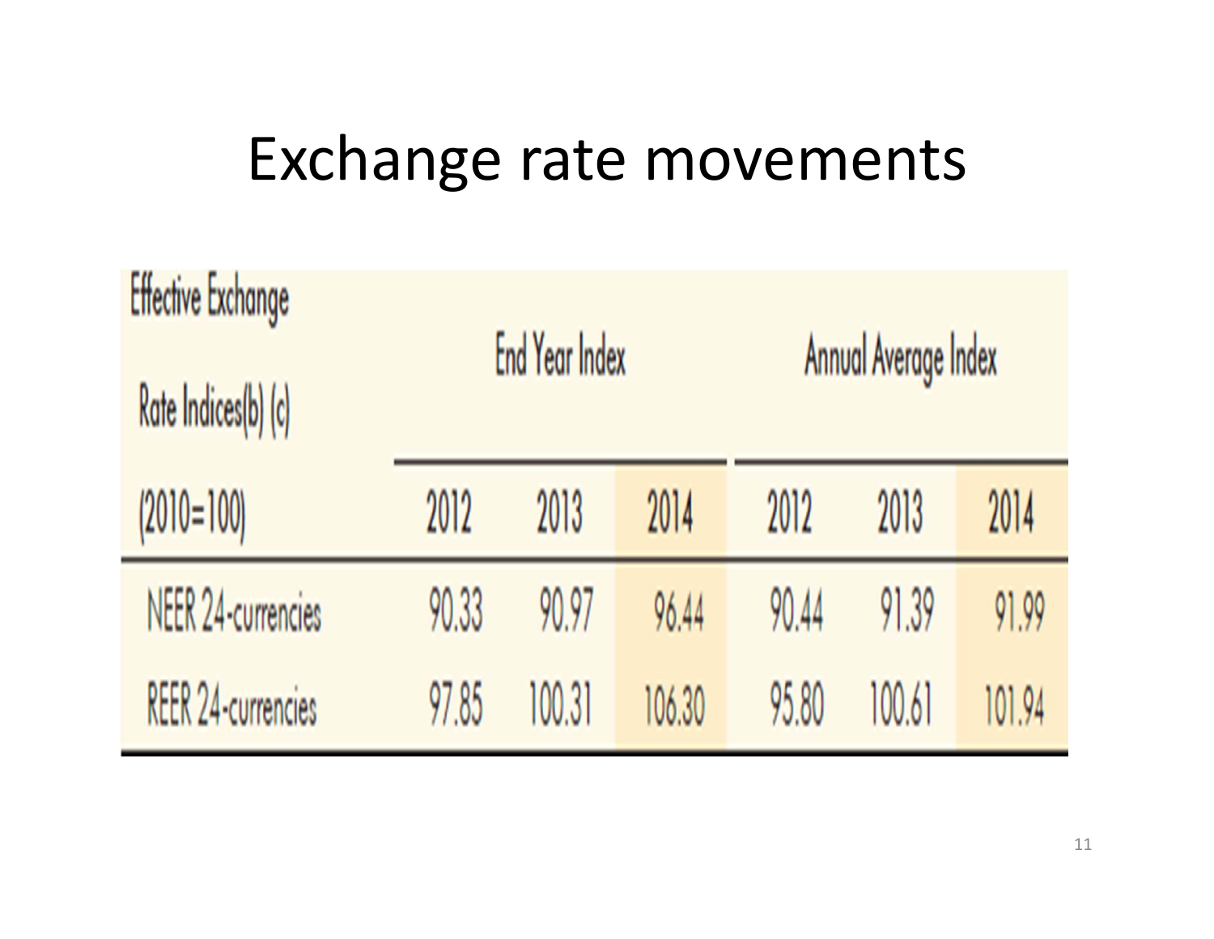# Exchange rate movements

| Effective Exchange Rate Indices(b) (c) | End Year Index | | | Annual Average Index | | |
|---|---|---|---|---|---|---|
| (2010=100) | 2012 | 2013 | 2014 | 2012 | 2013 | 2014 |
| NEER 24-currencies | 90.33 | 90.97 | 96.44 | 90.44 | 91.39 | 91.99 |
| REER 24-currencies | 97.85 | 100.31 | 106.30 | 95.80 | 100.61 | 101.94 |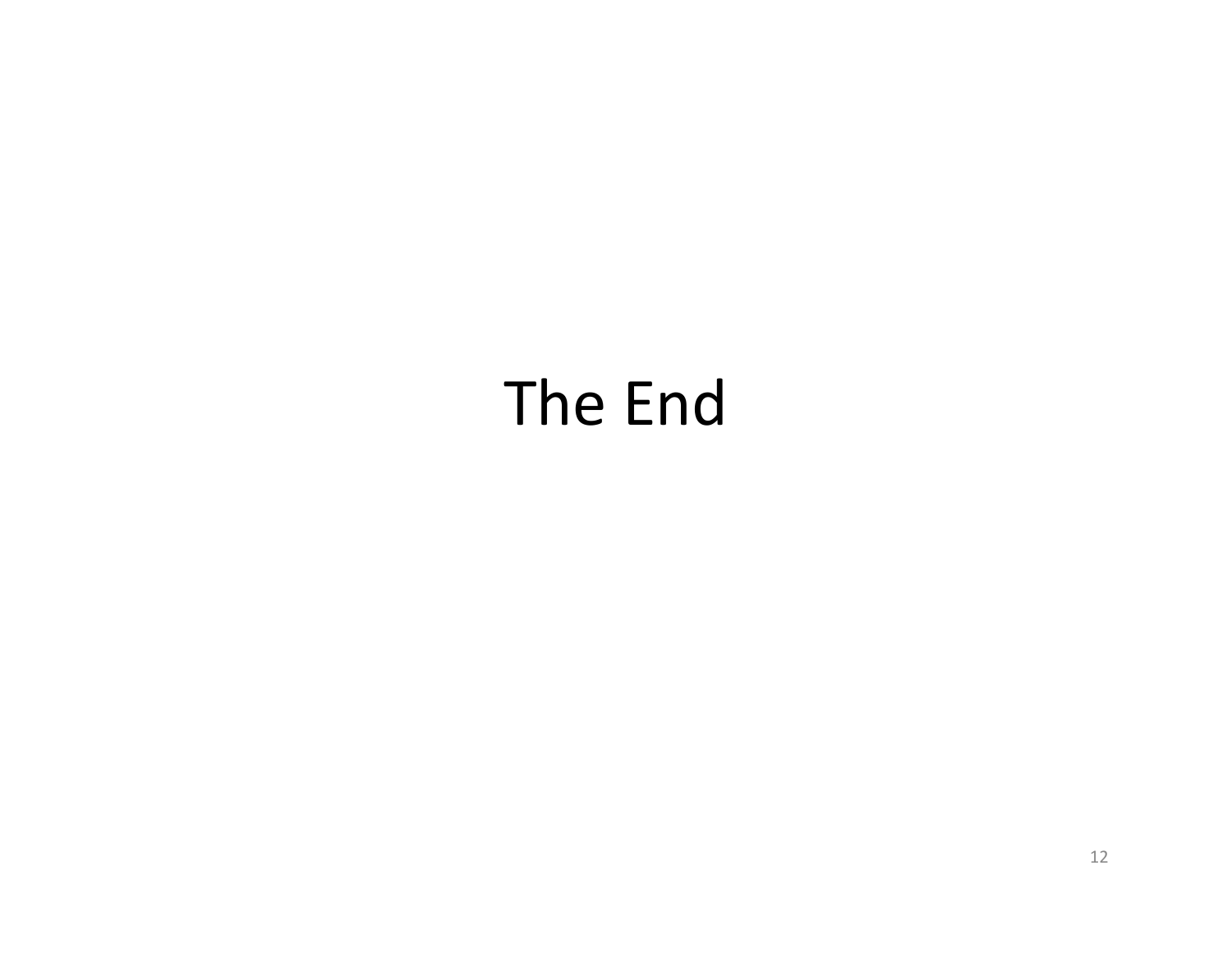# The End